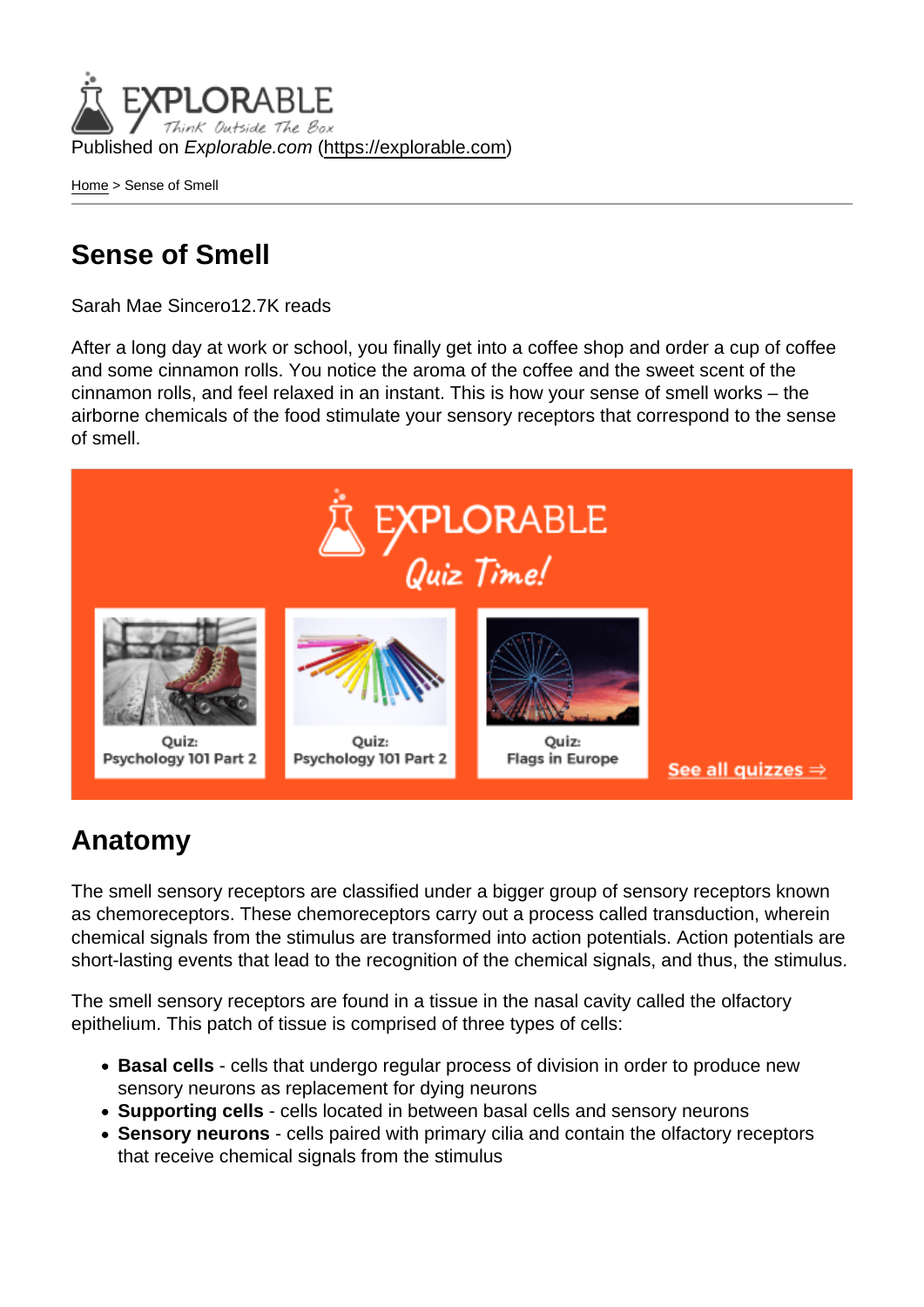Published on *Explorable.com* (https://explorable.com)

Home > Sense of Smell

# Sense of Smell

Sarah Mae Sincero12.7K reads

After a long day at work or school, you finally get into a coffee shop and order a cup of coffee and some cinnamon rolls. You notice the aroma of the coffee and the sweet scent of the cinnamon rolls, and feel relaxed in an instant. This is how your sense of smell works – the airborne chemicals of the food stimulate your sensory receptors that correspond to the sense of smell.

## Anatomy

The smell sensory receptors are classified under a bigger group of sensory receptors known as chemoreceptors. These chemoreceptors carry out a process called transduction, wherein chemical signals from the stimulus are transformed into action potentials. Action potentials are short-lasting events that lead to the recognition of the chemical signals, and thus, the stimulus.

The smell sensory receptors are found in a tissue in the nasal cavity called the olfactory epithelium. This patch of tissue is comprised of three types of cells:

- **Basal cells** - cells that undergo regular process of division in order to produce new sensory neurons as replacement for dying neurons
- **Supporting cells** - cells located in between basal cells and sensory neurons
- **Sensory neurons** - cells paired with primary cilia and contain the olfactory receptors that receive chemical signals from the stimulus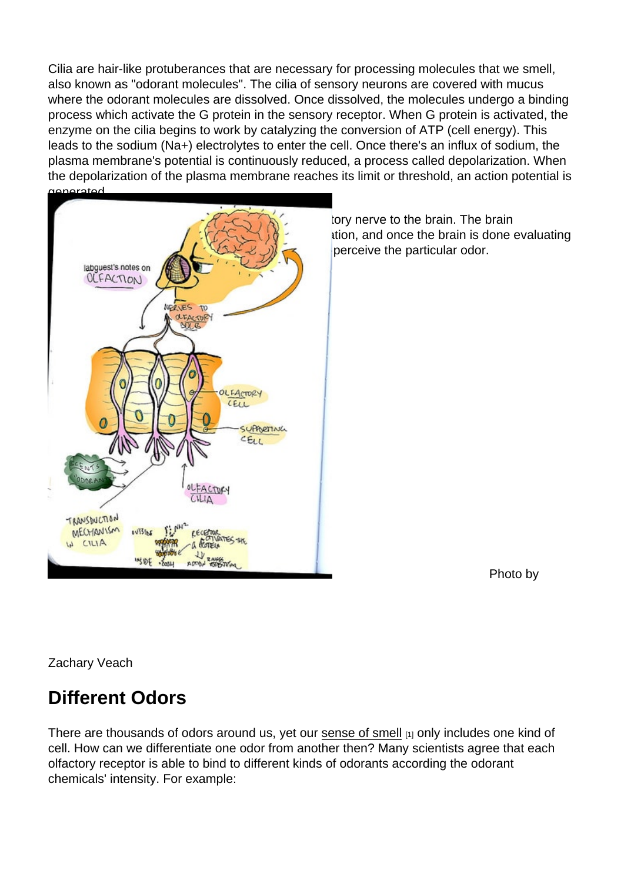Cilia are hair-like protuberances that are necessary for processing molecules that we smell, also known as "odorant molecules". The cilia of sensory neurons are covered with mucus where the odorant molecules are dissolved. Once dissolved, the molecules undergo a binding process which activate the G protein in the sensory receptor. When G protein is activated, the enzyme on the cilia begins to work by catalyzing the conversion of ATP (cell energy). This leads to the sodium ($Na^+$) electrolytes to enter the cell. Once there's an influx of sodium, the plasma membrane's potential is continuously reduced, a process called depolarization. When the depolarization of the plasma membrane reaches its limit or threshold, an action potential is generated.

tory nerve to the brain. The brain ation, and once the brain is done evaluating perceive the particular odor.

Photo by Zachary Veach

## Different Odors

There are thousands of odors around us, yet our sense of smell [1] only includes one kind of cell. How can we differentiate one odor from another then? Many scientists agree that each olfactory receptor is able to bind to different kinds of odorants according the odorant chemicals' intensity. For example: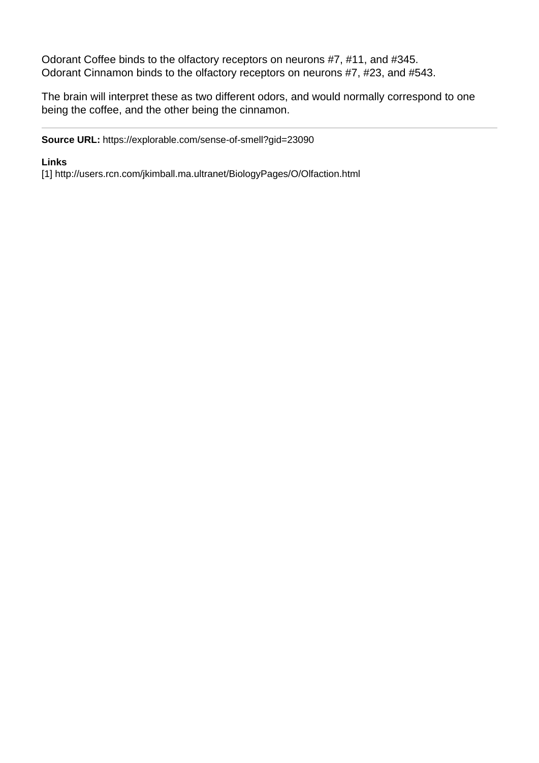Odorant Coffee binds to the olfactory receptors on neurons #7, #11, and #345.
Odorant Cinnamon binds to the olfactory receptors on neurons #7, #23, and #543.

The brain will interpret these as two different odors, and would normally correspond to one being the coffee, and the other being the cinnamon.

---

**Source URL:** https://explorable.com/sense-of-smell?gid=23090

**Links**
[1] http://users.rcn.com/jkimball.ma.ultranet/BiologyPages/O/Olfaction.html